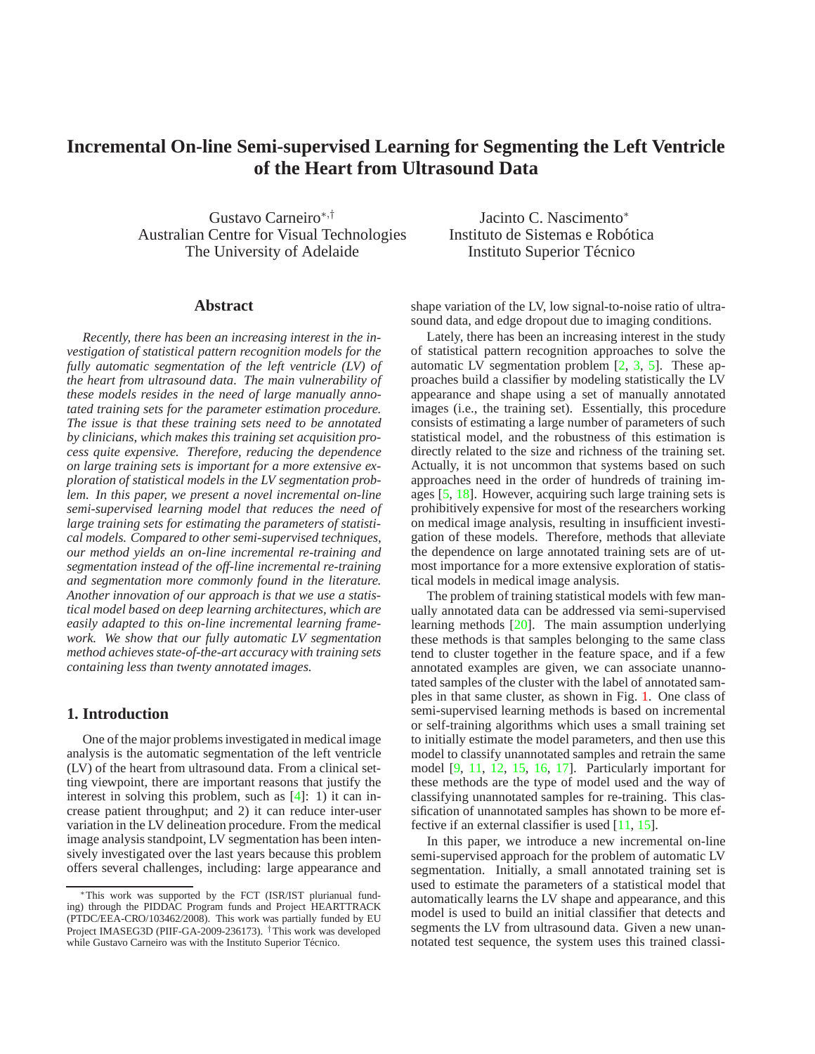# Incremental On-line Semi-supervised Learning for Segmenting the Left Ventricle of the Heart from Ultrasound Data

Gustavo Carneiro[*,†]
Australian Centre for Visual Technologies
The University of Adelaide

Jacinto C. Nascimento[*]
Instituto de Sistemas e Robótica
Instituto Superior Técnico

## Abstract

*Recently, there has been an increasing interest in the investigation of statistical pattern recognition models for the fully automatic segmentation of the left ventricle (LV) of the heart from ultrasound data. The main vulnerability of these models resides in the need of large manually annotated training sets for the parameter estimation procedure. The issue is that these training sets need to be annotated by clinicians, which makes this training set acquisition process quite expensive. Therefore, reducing the dependence on large training sets is important for a more extensive exploration of statistical models in the LV segmentation problem. In this paper, we present a novel incremental on-line semi-supervised learning model that reduces the need of large training sets for estimating the parameters of statistical models. Compared to other semi-supervised techniques, our method yields an on-line incremental re-training and segmentation instead of the off-line incremental re-training and segmentation more commonly found in the literature. Another innovation of our approach is that we use a statistical model based on deep learning architectures, which are easily adapted to this on-line incremental learning framework. We show that our fully automatic LV segmentation method achieves state-of-the-art accuracy with training sets containing less than twenty annotated images.*

## 1. Introduction

One of the major problems investigated in medical image analysis is the automatic segmentation of the left ventricle (LV) of the heart from ultrasound data. From a clinical setting viewpoint, there are important reasons that justify the interest in solving this problem, such as [4]: 1) it can increase patient throughput; and 2) it can reduce inter-user variation in the LV delineation procedure. From the medical image analysis standpoint, LV segmentation has been intensively investigated over the last years because this problem offers several challenges, including: large appearance and shape variation of the LV, low signal-to-noise ratio of ultrasound data, and edge dropout due to imaging conditions.

Lately, there has been an increasing interest in the study of statistical pattern recognition approaches to solve the automatic LV segmentation problem [2, 3, 5]. These approaches build a classifier by modeling statistically the LV appearance and shape using a set of manually annotated images (i.e., the training set). Essentially, this procedure consists of estimating a large number of parameters of such statistical model, and the robustness of this estimation is directly related to the size and richness of the training set. Actually, it is not uncommon that systems based on such approaches need in the order of hundreds of training images [5, 18]. However, acquiring such large training sets is prohibitively expensive for most of the researchers working on medical image analysis, resulting in insufficient investigation of these models. Therefore, methods that alleviate the dependence on large annotated training sets are of utmost importance for a more extensive exploration of statistical models in medical image analysis.

The problem of training statistical models with few manually annotated data can be addressed via semi-supervised learning methods [20]. The main assumption underlying these methods is that samples belonging to the same class tend to cluster together in the feature space, and if a few annotated examples are given, we can associate unannotated samples of the cluster with the label of annotated samples in that same cluster, as shown in Fig. 1. One class of semi-supervised learning methods is based on incremental or self-training algorithms which uses a small training set to initially estimate the model parameters, and then use this model to classify unannotated samples and retrain the same model [9, 11, 12, 15, 16, 17]. Particularly important for these methods are the type of model used and the way of classifying unannotated samples for re-training. This classification of unannotated samples has shown to be more effective if an external classifier is used [11, 15].

In this paper, we introduce a new incremental on-line semi-supervised approach for the problem of automatic LV segmentation. Initially, a small annotated training set is used to estimate the parameters of a statistical model that automatically learns the LV shape and appearance, and this model is used to build an initial classifier that detects and segments the LV from ultrasound data. Given a new unannotated test sequence, the system uses this trained classi-

[*] This work was supported by the FCT (ISR/IST plurianual funding) through the PIDDAC Program funds and Project HEARTTRACK (PTDC/EEA-CRO/103462/2008). This work was partially funded by EU Project IMASEG3D (PIIF-GA-2009-236173). [†] This work was developed while Gustavo Carneiro was with the Instituto Superior Técnico.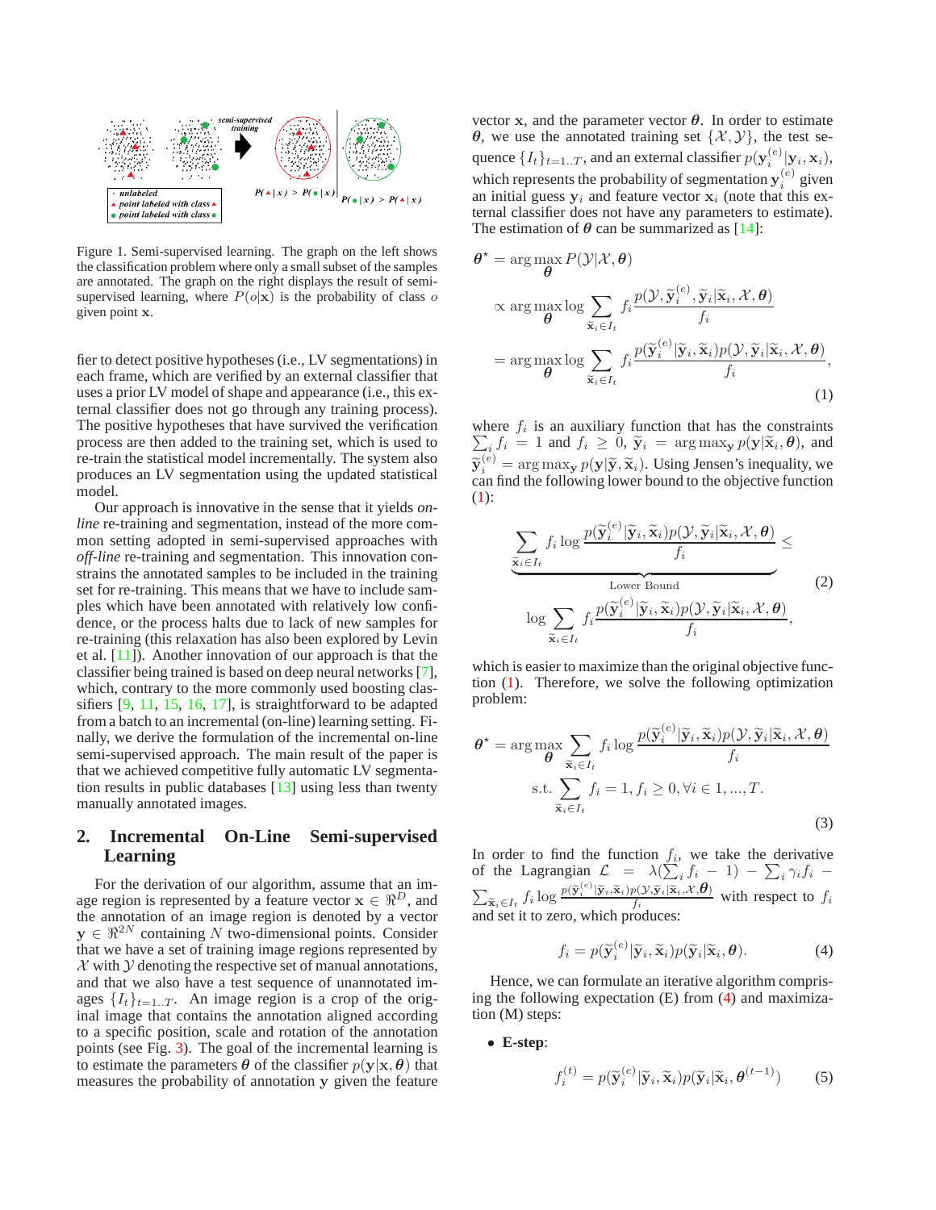Figure 1. Semi-supervised learning. The graph on the left shows the classification problem where only a small subset of the samples are annotated. The graph on the right displays the result of semi-supervised learning, where $P(o|\mathbf{x})$ is the probability of class $o$ given point $\mathbf{x}$.

fier to detect positive hypotheses (i.e., LV segmentations) in each frame, which are verified by an external classifier that uses a prior LV model of shape and appearance (i.e., this external classifier does not go through any training process). The positive hypotheses that have survived the verification process are then added to the training set, which is used to re-train the statistical model incrementally. The system also produces an LV segmentation using the updated statistical model.

Our approach is innovative in the sense that it yields *on-line* re-training and segmentation, instead of the more common setting adopted in semi-supervised approaches with *off-line* re-training and segmentation. This innovation constrains the annotated samples to be included in the training set for re-training. This means that we have to include samples which have been annotated with relatively low confidence, or the process halts due to lack of new samples for re-training (this relaxation has also been explored by Levin et al. [11]). Another innovation of our approach is that the classifier being trained is based on deep neural networks [7], which, contrary to the more commonly used boosting classifiers [9, 11, 15, 16, 17], is straightforward to be adapted from a batch to an incremental (on-line) learning setting. Finally, we derive the formulation of the incremental on-line semi-supervised approach. The main result of the paper is that we achieved competitive fully automatic LV segmentation results in public databases [13] using less than twenty manually annotated images.

## 2. Incremental On-Line Semi-supervised Learning

For the derivation of our algorithm, assume that an image region is represented by a feature vector $\mathbf{x} \in \Re^D$, and the annotation of an image region is denoted by a vector $\mathbf{y} \in \Re^{2N}$ containing $N$ two-dimensional points. Consider that we have a set of training image regions represented by $\mathcal{X}$ with $\mathcal{Y}$ denoting the respective set of manual annotations, and that we also have a test sequence of unannotated images $\{I_t\}_{t=1..T}$. An image region is a crop of the original image that contains the annotation aligned according to a specific position, scale and rotation of the annotation points (see Fig. 3). The goal of the incremental learning is to estimate the parameters $\boldsymbol{\theta}$ of the classifier $p(\mathbf{y}|\mathbf{x}, \boldsymbol{\theta})$ that measures the probability of annotation $\mathbf{y}$ given the feature vector $\mathbf{x}$, and the parameter vector $\boldsymbol{\theta}$. In order to estimate $\boldsymbol{\theta}$, we use the annotated training set $\{\mathcal{X}, \mathcal{Y}\}$, the test sequence $\{I_t\}_{t=1..T}$, and an external classifier $p(\mathbf{y}_i^{(e)}|\mathbf{y}_i, \mathbf{x}_i)$, which represents the probability of segmentation $\mathbf{y}_i^{(e)}$ given an initial guess $\mathbf{y}_i$ and feature vector $\mathbf{x}_i$ (note that this external classifier does not have any parameters to estimate). The estimation of $\boldsymbol{\theta}$ can be summarized as [14]:

$$
\begin{aligned}
\boldsymbol{\theta}^{\star} &= \arg\max_{\boldsymbol{\theta}} P(\mathcal{Y}|\mathcal{X}, \boldsymbol{\theta}) \\
&\propto \arg\max_{\boldsymbol{\theta}} \log \sum_{\widetilde{\mathbf{x}}_i \in I_t} f_i \frac{p(\mathcal{Y}, \widetilde{\mathbf{y}}_i^{(e)}, \widetilde{\mathbf{y}}_i | \widetilde{\mathbf{x}}_i, \mathcal{X}, \boldsymbol{\theta})}{f_i} \\
&= \arg\max_{\boldsymbol{\theta}} \log \sum_{\widetilde{\mathbf{x}}_i \in I_t} f_i \frac{p(\widetilde{\mathbf{y}}_i^{(e)} | \widetilde{\mathbf{y}}_i, \widetilde{\mathbf{x}}_i) p(\mathcal{Y}, \widetilde{\mathbf{y}}_i | \widetilde{\mathbf{x}}_i, \mathcal{X}, \boldsymbol{\theta})}{f_i},
\end{aligned}
\tag{1}
$$

where $f_i$ is an auxiliary function that has the constraints $\sum_i f_i = 1$ and $f_i \geq 0$, $\widetilde{\mathbf{y}}_i = \arg\max_{\mathbf{y}} p(\mathbf{y}|\widetilde{\mathbf{x}}_i, \boldsymbol{\theta})$, and $\widetilde{\mathbf{y}}_i^{(e)} = \arg\max_{\mathbf{y}} p(\mathbf{y}|\widetilde{\mathbf{y}}, \widetilde{\mathbf{x}}_i)$. Using Jensen's inequality, we can find the following lower bound to the objective function (1):

$$
\underbrace{\sum_{\widetilde{\mathbf{x}}_i \in I_t} f_i \log \frac{p(\widetilde{\mathbf{y}}_i^{(e)} | \widetilde{\mathbf{y}}_i, \widetilde{\mathbf{x}}_i) p(\mathcal{Y}, \widetilde{\mathbf{y}}_i | \widetilde{\mathbf{x}}_i, \mathcal{X}, \boldsymbol{\theta})}{f_i}}_{\text{Lower Bound}} \leq
\log \sum_{\widetilde{\mathbf{x}}_i \in I_t} f_i \frac{p(\widetilde{\mathbf{y}}_i^{(e)} | \widetilde{\mathbf{y}}_i, \widetilde{\mathbf{x}}_i) p(\mathcal{Y}, \widetilde{\mathbf{y}}_i | \widetilde{\mathbf{x}}_i, \mathcal{X}, \boldsymbol{\theta})}{f_i},
\tag{2}
$$

which is easier to maximize than the original objective function (1). Therefore, we solve the following optimization problem:

$$
\begin{aligned}
\boldsymbol{\theta}^{\star} = \arg\max_{\boldsymbol{\theta}} & \sum_{\widetilde{\mathbf{x}}_i \in I_t} f_i \log \frac{p(\widetilde{\mathbf{y}}_i^{(e)} | \widetilde{\mathbf{y}}_i, \widetilde{\mathbf{x}}_i) p(\mathcal{Y}, \widetilde{\mathbf{y}}_i | \widetilde{\mathbf{x}}_i, \mathcal{X}, \boldsymbol{\theta})}{f_i} \\
\text{s.t.} & \sum_{\widetilde{\mathbf{x}}_i \in I_t} f_i = 1, f_i \geq 0, \forall i \in 1, ..., T.
\end{aligned}
\tag{3}
$$

In order to find the function $f_i$, we take the derivative of the Lagrangian $\mathcal{L} = \lambda(\sum_i f_i - 1) - \sum_i \gamma_i f_i - \sum_{\widetilde{\mathbf{x}}_i \in I_t} f_i \log \frac{p(\widetilde{\mathbf{y}}_i^{(e)} | \widetilde{\mathbf{y}}_i, \widetilde{\mathbf{x}}_i) p(\mathcal{Y}, \widetilde{\mathbf{y}}_i | \widetilde{\mathbf{x}}_i, \mathcal{X}, \boldsymbol{\theta})}{f_i}$ with respect to $f_i$ and set it to zero, which produces:

$$
f_i = p(\widetilde{\mathbf{y}}_i^{(e)} | \widetilde{\mathbf{y}}_i, \widetilde{\mathbf{x}}_i) p(\widetilde{\mathbf{y}}_i | \widetilde{\mathbf{x}}_i, \boldsymbol{\theta}). \tag{4}
$$

Hence, we can formulate an iterative algorithm comprising the following expectation (E) from (4) and maximization (M) steps:

- **E-step**:

$$
f_i^{(t)} = p(\widetilde{\mathbf{y}}_i^{(e)} | \widetilde{\mathbf{y}}_i, \widetilde{\mathbf{x}}_i) p(\widetilde{\mathbf{y}}_i | \widetilde{\mathbf{x}}_i, \boldsymbol{\theta}^{(t-1)}) \tag{5}
$$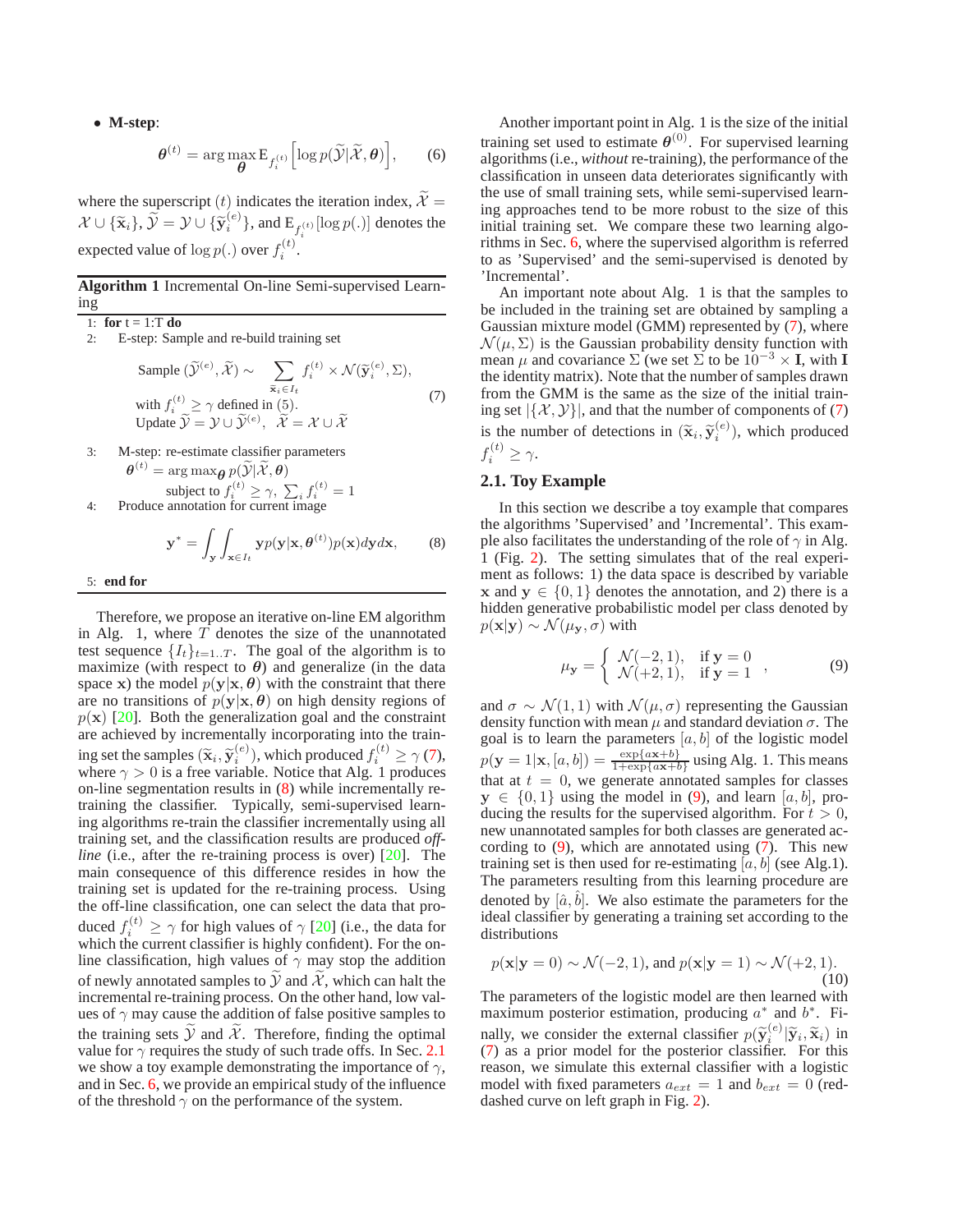- **M-step**:

$$\boldsymbol{\theta}^{(t)} = \arg\max_{\boldsymbol{\theta}} \mathrm{E}_{f_i^{(t)}}\Big[\log p(\widetilde{\mathcal{Y}}|\widetilde{\mathcal{X}}, \boldsymbol{\theta})\Big], \tag{6}$$

where the superscript $(t)$ indicates the iteration index, $\widetilde{\mathcal{X}} = \mathcal{X} \cup \{\widetilde{\mathbf{x}}_i\}$, $\widetilde{\mathcal{Y}} = \mathcal{Y} \cup \{\widetilde{\mathbf{y}}_i^{(e)}\}$, and $\mathrm{E}_{f_i^{(t)}}[\log p(.)]$ denotes the expected value of $\log p(.)$ over $f_i^{(t)}$.

**Algorithm 1** Incremental On-line Semi-supervised Learning

```
1: for t = 1:T do
2:    E-step: Sample and re-build training set
```

$$\text{Sample } (\widetilde{\mathcal{Y}}^{(e)}, \widetilde{\mathcal{X}}) \sim \sum_{\widetilde{\mathbf{x}}_i \in I_t} f_i^{(t)} \times \mathcal{N}(\widetilde{\mathbf{y}}_i^{(e)}, \Sigma),$$
$$\text{with } f_i^{(t)} \geq \gamma \text{ defined in (5).} \tag{7}$$
$$\text{Update } \widetilde{\mathcal{Y}} = \mathcal{Y} \cup \widetilde{\mathcal{Y}}^{(e)}, \quad \widetilde{\mathcal{X}} = \mathcal{X} \cup \widetilde{\mathcal{X}}$$

```
3:    M-step: re-estimate classifier parameters
```

$$\boldsymbol{\theta}^{(t)} = \arg\max_{\boldsymbol{\theta}} p(\widetilde{\mathcal{Y}}|\widetilde{\mathcal{X}}, \boldsymbol{\theta})$$
$$\text{subject to } f_i^{(t)} \geq \gamma, \ \textstyle\sum_i f_i^{(t)} = 1$$

```
4:    Produce annotation for current image
```

$$\mathbf{y}^* = \int_{\mathbf{y}} \int_{\mathbf{x} \in I_t} \mathbf{y} p(\mathbf{y}|\mathbf{x}, \boldsymbol{\theta}^{(t)}) p(\mathbf{x}) d\mathbf{y} d\mathbf{x}, \tag{8}$$

```
5: end for
```

Therefore, we propose an iterative on-line EM algorithm in Alg. 1, where $T$ denotes the size of the unannotated test sequence $\{I_t\}_{t=1..T}$. The goal of the algorithm is to maximize (with respect to $\boldsymbol{\theta}$) and generalize (in the data space $\mathbf{x}$) the model $p(\mathbf{y}|\mathbf{x}, \boldsymbol{\theta})$ with the constraint that there are no transitions of $p(\mathbf{y}|\mathbf{x}, \boldsymbol{\theta})$ on high density regions of $p(\mathbf{x})$ [20]. Both the generalization goal and the constraint are achieved by incrementally incorporating into the training set the samples $(\widetilde{\mathbf{x}}_i, \widetilde{\mathbf{y}}_i^{(t)})$, which produced $f_i^{(t)} \geq \gamma$ (7), where $\gamma > 0$ is a free variable. Notice that Alg. 1 produces on-line segmentation results in (8) while incrementally re-training the classifier. Typically, semi-supervised learning algorithms re-train the classifier incrementally using all training set, and the classification results are produced *off-line* (i.e., after the re-training process is over) [20]. The main consequence of this difference resides in how the training set is updated for the re-training process. Using the off-line classification, one can select the data that produced $f_i^{(t)} \geq \gamma$ for high values of $\gamma$ [20] (i.e., the data for which the current classifier is highly confident). For the on-line classification, high values of $\gamma$ may stop the addition of newly annotated samples to $\widetilde{\mathcal{Y}}$ and $\widetilde{\mathcal{X}}$, which can halt the incremental re-training process. On the other hand, low values of $\gamma$ may cause the addition of false positive samples to the training sets $\widetilde{\mathcal{Y}}$ and $\widetilde{\mathcal{X}}$. Therefore, finding the optimal value for $\gamma$ requires the study of such trade offs. In Sec. 2.1 we show a toy example demonstrating the importance of $\gamma$, and in Sec. 6, we provide an empirical study of the influence of the threshold $\gamma$ on the performance of the system.

Another important point in Alg. 1 is the size of the initial training set used to estimate $\boldsymbol{\theta}^{(0)}$. For supervised learning algorithms (i.e., *without* re-training), the performance of the classification in unseen data deteriorates significantly with the use of small training sets, while semi-supervised learning approaches tend to be more robust to the size of this initial training set. We compare these two learning algorithms in Sec. 6, where the supervised algorithm is referred to as 'Supervised' and the semi-supervised is denoted by 'Incremental'.

An important note about Alg. 1 is that the samples to be included in the training set are obtained by sampling a Gaussian mixture model (GMM) represented by (7), where $\mathcal{N}(\mu, \Sigma)$ is the Gaussian probability density function with mean $\mu$ and covariance $\Sigma$ (we set $\Sigma$ to be $10^{-3} \times \mathbf{I}$, with $\mathbf{I}$ the identity matrix). Note that the number of samples drawn from the GMM is the same as the size of the initial training set $|\{\mathcal{X}, \mathcal{Y}\}|$, and that the number of components of (7) is the number of detections in $(\widetilde{\mathbf{x}}_i, \widetilde{\mathbf{y}}_i^{(e)})$, which produced $f_i^{(t)} \geq \gamma$.

## 2.1. Toy Example

In this section we describe a toy example that compares the algorithms 'Supervised' and 'Incremental'. This example also facilitates the understanding of the role of $\gamma$ in Alg. 1 (Fig. 2). The setting simulates that of the real experiment as follows: 1) the data space is described by variable $\mathbf{x}$ and $\mathbf{y} \in \{0, 1\}$ denotes the annotation, and 2) there is a hidden generative probabilistic model per class denoted by $p(\mathbf{x}|\mathbf{y}) \sim \mathcal{N}(\mu_{\mathbf{y}}, \sigma)$ with

$$\mu_{\mathbf{y}} = \begin{cases} \mathcal{N}(-2, 1), & \text{if } \mathbf{y} = 0 \\ \mathcal{N}(+2, 1), & \text{if } \mathbf{y} = 1 \end{cases}, \tag{9}$$

and $\sigma \sim \mathcal{N}(1, 1)$ with $\mathcal{N}(\mu, \sigma)$ representing the Gaussian density function with mean $\mu$ and standard deviation $\sigma$. The goal is to learn the parameters $[a, b]$ of the logistic model $p(\mathbf{y} = 1|\mathbf{x}, [a, b]) = \frac{\exp\{a\mathbf{x}+b\}}{1+\exp\{a\mathbf{x}+b\}}$ using Alg. 1. This means that at $t = 0$, we generate annotated samples for classes $\mathbf{y} \in \{0, 1\}$ using the model in (9), and learn $[a, b]$, producing the results for the supervised algorithm. For $t > 0$, new unannotated samples for both classes are generated according to (9), which are annotated using (7). This new training set is then used for re-estimating $[a, b]$ (see Alg.1). The parameters resulting from this learning procedure are denoted by $[\hat{a}, \hat{b}]$. We also estimate the parameters for the ideal classifier by generating a training set according to the distributions

$$p(\mathbf{x}|\mathbf{y} = 0) \sim \mathcal{N}(-2, 1), \text{ and } p(\mathbf{x}|\mathbf{y} = 1) \sim \mathcal{N}(+2, 1). \tag{10}$$

The parameters of the logistic model are then learned with maximum posterior estimation, producing $a^*$ and $b^*$. Finally, we consider the external classifier $p(\widetilde{\mathbf{y}}_i^{(e)}|\widetilde{\mathbf{y}}_i, \widetilde{\mathbf{x}}_i)$ in (7) as a prior model for the posterior classifier. For this reason, we simulate this external classifier with a logistic model with fixed parameters $a_{ext} = 1$ and $b_{ext} = 0$ (red-dashed curve on left graph in Fig. 2).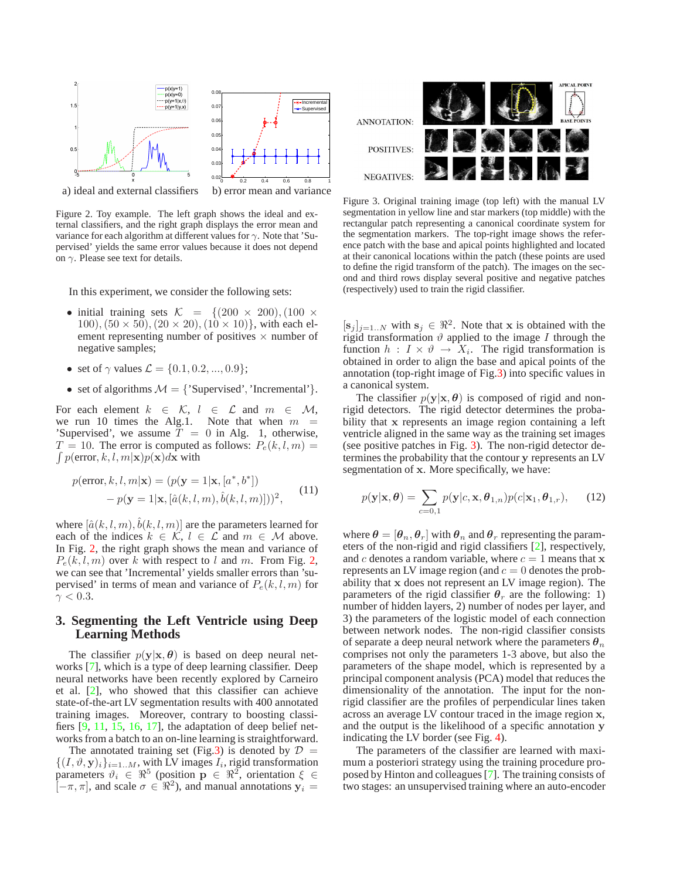a) ideal and external classifiers b) error mean and variance

Figure 2. Toy example. The left graph shows the ideal and external classifiers, and the right graph displays the error mean and variance for each algorithm at different values for $\gamma$. Note that 'Supervised' yields the same error values because it does not depend on $\gamma$. Please see text for details.

In this experiment, we consider the following sets:

- initial training sets $\mathcal{K} = \{(200 \times 200), (100 \times 100), (50 \times 50), (20 \times 20), (10 \times 10)\}$, with each element representing number of positives $\times$ number of negative samples;
- set of $\gamma$ values $\mathcal{L} = \{0.1, 0.2, ..., 0.9\}$;
- set of algorithms $\mathcal{M} = \{$'Supervised', 'Incremental'$\}$.

For each element $k \in \mathcal{K}$, $l \in \mathcal{L}$ and $m \in \mathcal{M}$, we run 10 times the Alg.1. Note that when $m =$ 'Supervised', we assume $T = 0$ in Alg. 1, otherwise, $T = 10$. The error is computed as follows: $P_e(k, l, m) = \int p(\text{error}, k, l, m|\mathbf{x})p(\mathbf{x})d\mathbf{x}$ with

$$p(\text{error}, k, l, m|\mathbf{x}) = (p(\mathbf{y} = 1|\mathbf{x}, [a^*, b^*]) - p(\mathbf{y} = 1|\mathbf{x}, [\hat{a}(k, l, m), \hat{b}(k, l, m)]))^2, \quad (11)$$

where $[\hat{a}(k, l, m), \hat{b}(k, l, m)]$ are the parameters learned for each of the indices $k \in \mathcal{K}$, $l \in \mathcal{L}$ and $m \in \mathcal{M}$ above. In Fig. 2, the right graph shows the mean and variance of $P_e(k, l, m)$ over $k$ with respect to $l$ and $m$. From Fig. 2, we can see that 'Incremental' yields smaller errors than 'supervised' in terms of mean and variance of $P_e(k, l, m)$ for $\gamma < 0.3$.

## 3. Segmenting the Left Ventricle using Deep Learning Methods

The classifier $p(\mathbf{y}|\mathbf{x}, \boldsymbol{\theta})$ is based on deep neural networks [7], which is a type of deep learning classifier. Deep neural networks have been recently explored by Carneiro et al. [2], who showed that this classifier can achieve state-of-the-art LV segmentation results with 400 annotated training images. Moreover, contrary to boosting classifiers [9, 11, 15, 16, 17], the adaptation of deep belief networks from a batch to an on-line learning is straightforward.

The annotated training set (Fig.3) is denoted by $\mathcal{D} = \{(I, \vartheta, \mathbf{y})_i\}_{i=1..M}$, with LV images $I_i$, rigid transformation parameters $\vartheta_i \in \Re^5$ (position $\mathbf{p} \in \Re^2$, orientation $\xi \in [-\pi, \pi]$, and scale $\sigma \in \Re^2$), and manual annotations $\mathbf{y}_i = [\mathbf{s}_j]_{j=1..N}$ with $\mathbf{s}_j \in \Re^2$. Note that $\mathbf{x}$ is obtained with the rigid transformation $\vartheta$ applied to the image $I$ through the function $h : I \times \vartheta \rightarrow X_i$. The rigid transformation is obtained in order to align the base and apical points of the annotation (top-right image of Fig.3) into specific values in a canonical system.

Figure 3. Original training image (top left) with the manual LV segmentation in yellow line and star markers (top middle) with the rectangular patch representing a canonical coordinate system for the segmentation markers. The top-right image shows the reference patch with the base and apical points highlighted and located at their canonical locations within the patch (these points are used to define the rigid transform of the patch). The images on the second and third rows display several positive and negative patches (respectively) used to train the rigid classifier.

The classifier $p(\mathbf{y}|\mathbf{x}, \boldsymbol{\theta})$ is composed of rigid and non-rigid detectors. The rigid detector determines the probability that $\mathbf{x}$ represents an image region containing a left ventricle aligned in the same way as the training set images (see positive patches in Fig. 3). The non-rigid detector determines the probability that the contour $\mathbf{y}$ represents an LV segmentation of $\mathbf{x}$. More specifically, we have:

$$p(\mathbf{y}|\mathbf{x}, \boldsymbol{\theta}) = \sum_{c=0,1} p(\mathbf{y}|c, \mathbf{x}, \boldsymbol{\theta}_{1,n})p(c|\mathbf{x}_1, \boldsymbol{\theta}_{1,r}), \quad (12)$$

where $\boldsymbol{\theta} = [\boldsymbol{\theta}_n, \boldsymbol{\theta}_r]$ with $\boldsymbol{\theta}_n$ and $\boldsymbol{\theta}_r$ representing the parameters of the non-rigid and rigid classifiers [2], respectively, and $c$ denotes a random variable, where $c = 1$ means that $\mathbf{x}$ represents an LV image region (and $c = 0$ denotes the probability that $\mathbf{x}$ does not represent an LV image region). The parameters of the rigid classifier $\boldsymbol{\theta}_r$ are the following: 1) number of hidden layers, 2) number of nodes per layer, and 3) the parameters of the logistic model of each connection between network nodes. The non-rigid classifier consists of separate a deep neural network where the parameters $\boldsymbol{\theta}_n$ comprises not only the parameters 1-3 above, but also the parameters of the shape model, which is represented by a principal component analysis (PCA) model that reduces the dimensionality of the annotation. The input for the non-rigid classifier are the profiles of perpendicular lines taken across an average LV contour traced in the image region $\mathbf{x}$, and the output is the likelihood of a specific annotation $\mathbf{y}$ indicating the LV border (see Fig. 4).

The parameters of the classifier are learned with maximum a posteriori strategy using the training procedure proposed by Hinton and colleagues [7]. The training consists of two stages: an unsupervised training where an auto-encoder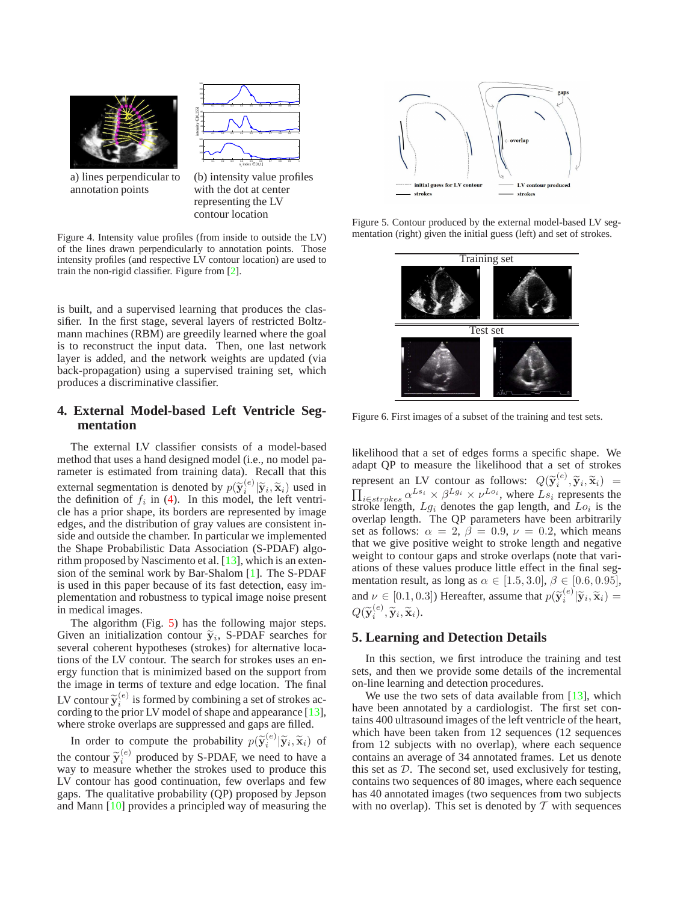a) lines perpendicular to annotation points

(b) intensity value profiles with the dot at center representing the LV contour location

Figure 4. Intensity value profiles (from inside to outside the LV) of the lines drawn perpendicularly to annotation points. Those intensity profiles (and respective LV contour location) are used to train the non-rigid classifier. Figure from [2].

is built, and a supervised learning that produces the classifier. In the first stage, several layers of restricted Boltzmann machines (RBM) are greedily learned where the goal is to reconstruct the input data. Then, one last network layer is added, and the network weights are updated (via back-propagation) using a supervised training set, which produces a discriminative classifier.

## 4. External Model-based Left Ventricle Segmentation

The external LV classifier consists of a model-based method that uses a hand designed model (i.e., no model parameter is estimated from training data). Recall that this external segmentation is denoted by $p(\widetilde{\mathbf{y}}_i^{(e)}|\widetilde{\mathbf{y}}_i, \widetilde{\mathbf{x}}_i)$ used in the definition of $f_i$ in (4). In this model, the left ventricle has a prior shape, its borders are represented by image edges, and the distribution of gray values are consistent inside and outside the chamber. In particular we implemented the Shape Probabilistic Data Association (S-PDAF) algorithm proposed by Nascimento et al. [13], which is an extension of the seminal work by Bar-Shalom [1]. The S-PDAF is used in this paper because of its fast detection, easy implementation and robustness to typical image noise present in medical images.

The algorithm (Fig. 5) has the following major steps. Given an initialization contour $\widetilde{\mathbf{y}}_i$, S-PDAF searches for several coherent hypotheses (strokes) for alternative locations of the LV contour. The search for strokes uses an energy function that is minimized based on the support from the image in terms of texture and edge location. The final LV contour $\widetilde{\mathbf{y}}_i^{(e)}$ is formed by combining a set of strokes according to the prior LV model of shape and appearance [13], where stroke overlaps are suppressed and gaps are filled.

In order to compute the probability $p(\widetilde{\mathbf{y}}_i^{(e)}|\widetilde{\mathbf{y}}_i, \widetilde{\mathbf{x}}_i)$ of the contour $\widetilde{\mathbf{y}}_i^{(e)}$ produced by S-PDAF, we need to have a way to measure whether the strokes used to produce this LV contour has good continuation, few overlaps and few gaps. The qualitative probability (QP) proposed by Jepson and Mann [10] provides a principled way of measuring the likelihood that a set of edges forms a specific shape. We adapt QP to measure the likelihood that a set of strokes represent an LV contour as follows: $Q(\widetilde{\mathbf{y}}_i^{(e)}, \widetilde{\mathbf{y}}_i, \widetilde{\mathbf{x}}_i) = \prod_{i \in strokes} \alpha^{Ls_i} \times \beta^{Lg_i} \times \nu^{Lo_i}$, where $Ls_i$ represents the stroke length, $Lg_i$ denotes the gap length, and $Lo_i$ is the overlap length. The QP parameters have been arbitrarily set as follows: $\alpha = 2$, $\beta = 0.9$, $\nu = 0.2$, which means that we give positive weight to stroke length and negative weight to contour gaps and stroke overlaps (note that variations of these values produce little effect in the final segmentation result, as long as $\alpha \in [1.5, 3.0]$, $\beta \in [0.6, 0.95]$, and $\nu \in [0.1, 0.3]$) Hereafter, assume that $p(\widetilde{\mathbf{y}}_i^{(e)}|\widetilde{\mathbf{y}}_i, \widetilde{\mathbf{x}}_i) = Q(\widetilde{\mathbf{y}}_i^{(e)}, \widetilde{\mathbf{y}}_i, \widetilde{\mathbf{x}}_i)$.

Figure 5. Contour produced by the external model-based LV segmentation (right) given the initial guess (left) and set of strokes.

Figure 6. First images of a subset of the training and test sets.

## 5. Learning and Detection Details

In this section, we first introduce the training and test sets, and then we provide some details of the incremental on-line learning and detection procedures.

We use the two sets of data available from [13], which have been annotated by a cardiologist. The first set contains 400 ultrasound images of the left ventricle of the heart, which have been taken from 12 sequences (12 sequences from 12 subjects with no overlap), where each sequence contains an average of 34 annotated frames. Let us denote this set as $\mathcal{D}$. The second set, used exclusively for testing, contains two sequences of 80 images, where each sequence has 40 annotated images (two sequences from two subjects with no overlap). This set is denoted by $\mathcal{T}$ with sequences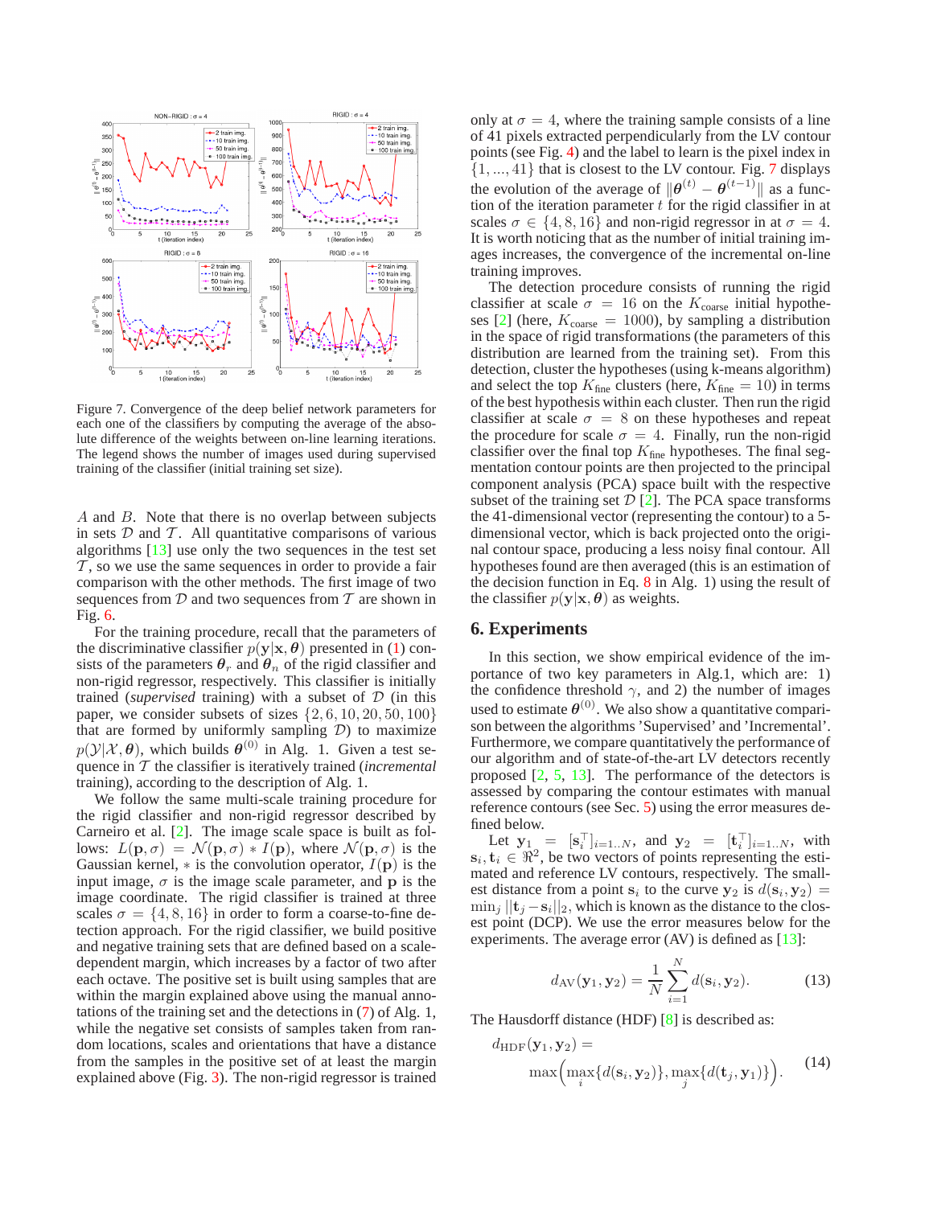Figure 7. Convergence of the deep belief network parameters for each one of the classifiers by computing the average of the absolute difference of the weights between on-line learning iterations. The legend shows the number of images used during supervised training of the classifier (initial training set size).

$A$ and $B$. Note that there is no overlap between subjects in sets $\mathcal{D}$ and $\mathcal{T}$. All quantitative comparisons of various algorithms [13] use only the two sequences in the test set $\mathcal{T}$, so we use the same sequences in order to provide a fair comparison with the other methods. The first image of two sequences from $\mathcal{D}$ and two sequences from $\mathcal{T}$ are shown in Fig. 6.

For the training procedure, recall that the parameters of the discriminative classifier $p(\mathbf{y}|\mathbf{x}, \boldsymbol{\theta})$ presented in (1) consists of the parameters $\boldsymbol{\theta}_r$ and $\boldsymbol{\theta}_n$ of the rigid classifier and non-rigid regressor, respectively. This classifier is initially trained (*supervised* training) with a subset of $\mathcal{D}$ (in this paper, we consider subsets of sizes $\{2, 6, 10, 20, 50, 100\}$ that are formed by uniformly sampling $\mathcal{D}$) to maximize $p(\mathcal{Y}|\mathcal{X}, \boldsymbol{\theta})$, which builds $\boldsymbol{\theta}^{(0)}$ in Alg. 1. Given a test sequence in $\mathcal{T}$ the classifier is iteratively trained (*incremental* training), according to the description of Alg. 1.

We follow the same multi-scale training procedure for the rigid classifier and non-rigid regressor described by Carneiro et al. [2]. The image scale space is built as follows: $L(\mathbf{p}, \sigma) = \mathcal{N}(\mathbf{p}, \sigma) * I(\mathbf{p})$, where $\mathcal{N}(\mathbf{p}, \sigma)$ is the Gaussian kernel, $*$ is the convolution operator, $I(\mathbf{p})$ is the input image, $\sigma$ is the image scale parameter, and $\mathbf{p}$ is the image coordinate. The rigid classifier is trained at three scales $\sigma = \{4, 8, 16\}$ in order to form a coarse-to-fine detection approach. For the rigid classifier, we build positive and negative training sets that are defined based on a scale-dependent margin, which increases by a factor of two after each octave. The positive set is built using samples that are within the margin explained above using the manual annotations of the training set and the detections in (7) of Alg. 1, while the negative set consists of samples taken from random locations, scales and orientations that have a distance from the samples in the positive set of at least the margin explained above (Fig. 3). The non-rigid regressor is trained only at $\sigma = 4$, where the training sample consists of a line of 41 pixels extracted perpendicularly from the LV contour points (see Fig. 4) and the label to learn is the pixel index in $\{1, ..., 41\}$ that is closest to the LV contour. Fig. 7 displays the evolution of the average of $\|\boldsymbol{\theta}^{(t)} - \boldsymbol{\theta}^{(t-1)}\|$ as a function of the iteration parameter $t$ for the rigid classifier in at scales $\sigma \in \{4, 8, 16\}$ and non-rigid regressor in at $\sigma = 4$. It is worth noticing that as the number of initial training images increases, the convergence of the incremental on-line training improves.

The detection procedure consists of running the rigid classifier at scale $\sigma = 16$ on the $K_{\text{coarse}}$ initial hypotheses [2] (here, $K_{\text{coarse}} = 1000$), by sampling a distribution in the space of rigid transformations (the parameters of this distribution are learned from the training set). From this detection, cluster the hypotheses (using k-means algorithm) and select the top $K_{\text{fine}}$ clusters (here, $K_{\text{fine}} = 10$) in terms of the best hypothesis within each cluster. Then run the rigid classifier at scale $\sigma = 8$ on these hypotheses and repeat the procedure for scale $\sigma = 4$. Finally, run the non-rigid classifier over the final top $K_{\text{fine}}$ hypotheses. The final segmentation contour points are then projected to the principal component analysis (PCA) space built with the respective subset of the training set $\mathcal{D}$ [2]. The PCA space transforms the 41-dimensional vector (representing the contour) to a 5-dimensional vector, which is back projected onto the original contour space, producing a less noisy final contour. All hypotheses found are then averaged (this is an estimation of the decision function in Eq. 8 in Alg. 1) using the result of the classifier $p(\mathbf{y}|\mathbf{x}, \boldsymbol{\theta})$ as weights.

## 6. Experiments

In this section, we show empirical evidence of the importance of two key parameters in Alg.1, which are: 1) the confidence threshold $\gamma$, and 2) the number of images used to estimate $\boldsymbol{\theta}^{(0)}$. We also show a quantitative comparison between the algorithms 'Supervised' and 'Incremental'. Furthermore, we compare quantitatively the performance of our algorithm and of state-of-the-art LV detectors recently proposed [2, 5, 13]. The performance of the detectors is assessed by comparing the contour estimates with manual reference contours (see Sec. 5) using the error measures defined below.

Let $\mathbf{y}_1 = [\mathbf{s}_i^\top]_{i=1..N}$, and $\mathbf{y}_2 = [\mathbf{t}_i^\top]_{i=1..N}$, with $\mathbf{s}_i, \mathbf{t}_i \in \Re^2$, be two vectors of points representing the estimated and reference LV contours, respectively. The smallest distance from a point $\mathbf{s}_i$ to the curve $\mathbf{y}_2$ is $d(\mathbf{s}_i, \mathbf{y}_2) = \min_j \|\mathbf{t}_j - \mathbf{s}_i\|_2$, which is known as the distance to the closest point (DCP). We use the error measures below for the experiments. The average error (AV) is defined as [13]:

$$d_{\text{AV}}(\mathbf{y}_1, \mathbf{y}_2) = \frac{1}{N} \sum_{i=1}^{N} d(\mathbf{s}_i, \mathbf{y}_2). \tag{13}$$

The Hausdorff distance (HDF) [8] is described as:

$$d_{\text{HDF}}(\mathbf{y}_1, \mathbf{y}_2) = \max\Big(\max_i\{d(\mathbf{s}_i, \mathbf{y}_2)\}, \max_j\{d(\mathbf{t}_j, \mathbf{y}_1)\}\Big). \tag{14}$$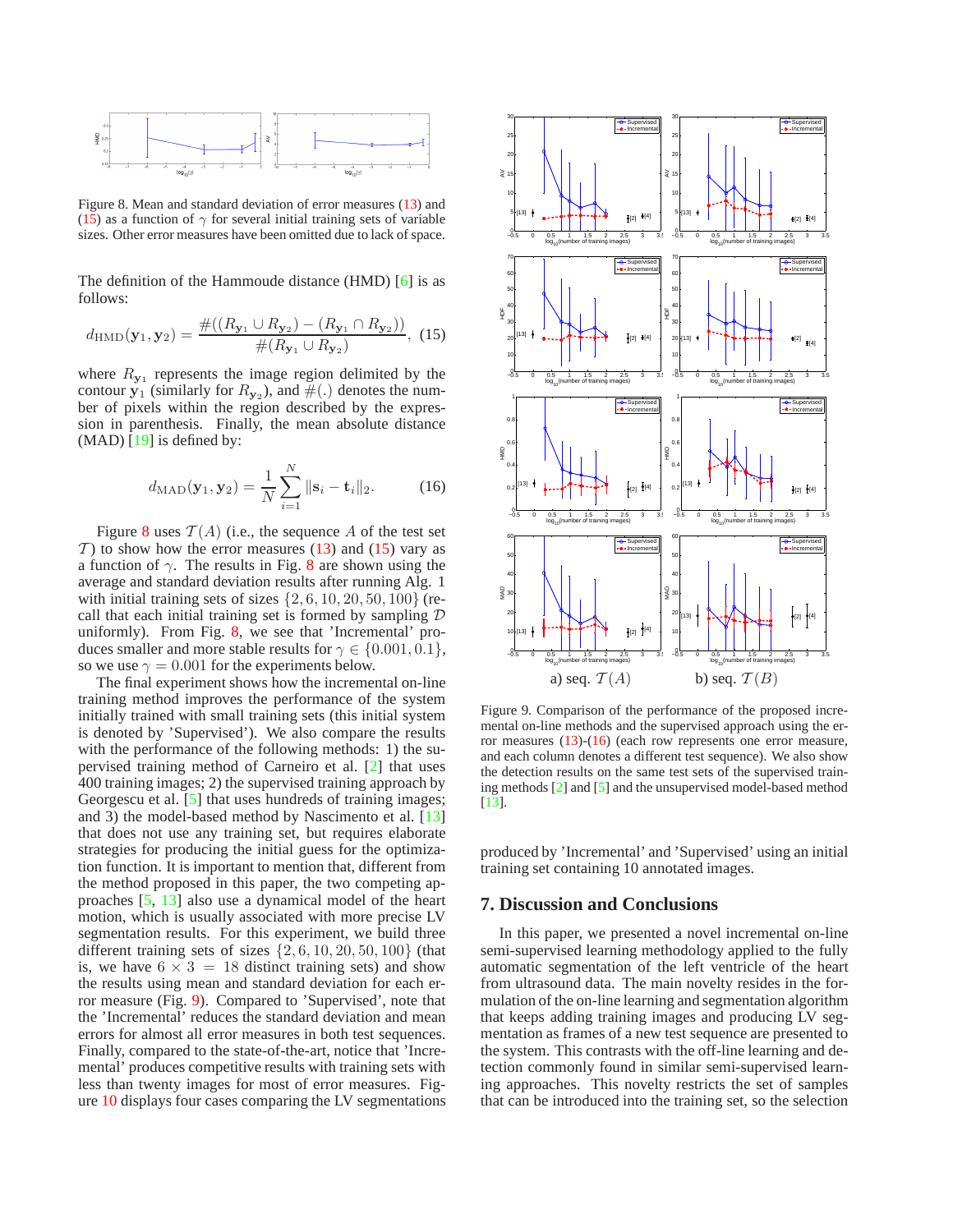Figure 8. Mean and standard deviation of error measures (13) and (15) as a function of $\gamma$ for several initial training sets of variable sizes. Other error measures have been omitted due to lack of space.

The definition of the Hammoude distance (HMD) [6] is as follows:

$$d_{\mathrm{HMD}}(\mathbf{y}_1, \mathbf{y}_2) = \frac{\#((R_{\mathbf{y}_1} \cup R_{\mathbf{y}_2}) - (R_{\mathbf{y}_1} \cap R_{\mathbf{y}_2}))}{\#(R_{\mathbf{y}_1} \cup R_{\mathbf{y}_2})}, \quad (15)$$

where $R_{\mathbf{y}_1}$ represents the image region delimited by the contour $\mathbf{y}_1$ (similarly for $R_{\mathbf{y}_2}$), and $\#(.)$ denotes the number of pixels within the region described by the expression in parenthesis. Finally, the mean absolute distance (MAD) [19] is defined by:

$$d_{\mathrm{MAD}}(\mathbf{y}_1, \mathbf{y}_2) = \frac{1}{N} \sum_{i=1}^{N} \|\mathbf{s}_i - \mathbf{t}_i\|_2. \quad (16)$$

Figure 8 uses $\mathcal{T}(A)$ (i.e., the sequence $A$ of the test set $\mathcal{T}$) to show how the error measures (13) and (15) vary as a function of $\gamma$. The results in Fig. 8 are shown using the average and standard deviation results after running Alg. 1 with initial training sets of sizes $\{2, 6, 10, 20, 50, 100\}$ (recall that each initial training set is formed by sampling $\mathcal{D}$ uniformly). From Fig. 8, we see that 'Incremental' produces smaller and more stable results for $\gamma \in \{0.001, 0.1\}$, so we use $\gamma = 0.001$ for the experiments below.

The final experiment shows how the incremental on-line training method improves the performance of the system initially trained with small training sets (this initial system is denoted by 'Supervised'). We also compare the results with the performance of the following methods: 1) the supervised training method of Carneiro et al. [2] that uses 400 training images; 2) the supervised training approach by Georgescu et al. [5] that uses hundreds of training images; and 3) the model-based method by Nascimento et al. [13] that does not use any training set, but requires elaborate strategies for producing the initial guess for the optimization function. It is important to mention that, different from the method proposed in this paper, the two competing approaches [5, 13] also use a dynamical model of the heart motion, which is usually associated with more precise LV segmentation results. For this experiment, we build three different training sets of sizes $\{2, 6, 10, 20, 50, 100\}$ (that is, we have $6 \times 3 = 18$ distinct training sets) and show the results using mean and standard deviation for each error measure (Fig. 9). Compared to 'Supervised', note that the 'Incremental' reduces the standard deviation and mean errors for almost all error measures in both test sequences. Finally, compared to the state-of-the-art, notice that 'Incremental' produces competitive results with training sets with less than twenty images for most of error measures. Figure 10 displays four cases comparing the LV segmentations produced by 'Incremental' and 'Supervised' using an initial training set containing 10 annotated images.

a) seq. $\mathcal{T}(A)$ b) seq. $\mathcal{T}(B)$

Figure 9. Comparison of the performance of the proposed incremental on-line methods and the supervised approach using the error measures (13)-(16) (each row represents one error measure, and each column denotes a different test sequence). We also show the detection results on the same test sets of the supervised training methods [2] and [5] and the unsupervised model-based method [13].

## 7. Discussion and Conclusions

In this paper, we presented a novel incremental on-line semi-supervised learning methodology applied to the fully automatic segmentation of the left ventricle of the heart from ultrasound data. The main novelty resides in the formulation of the on-line learning and segmentation algorithm that keeps adding training images and producing LV segmentation as frames of a new test sequence are presented to the system. This contrasts with the off-line learning and detection commonly found in similar semi-supervised learning approaches. This novelty restricts the set of samples that can be introduced into the training set, so the selection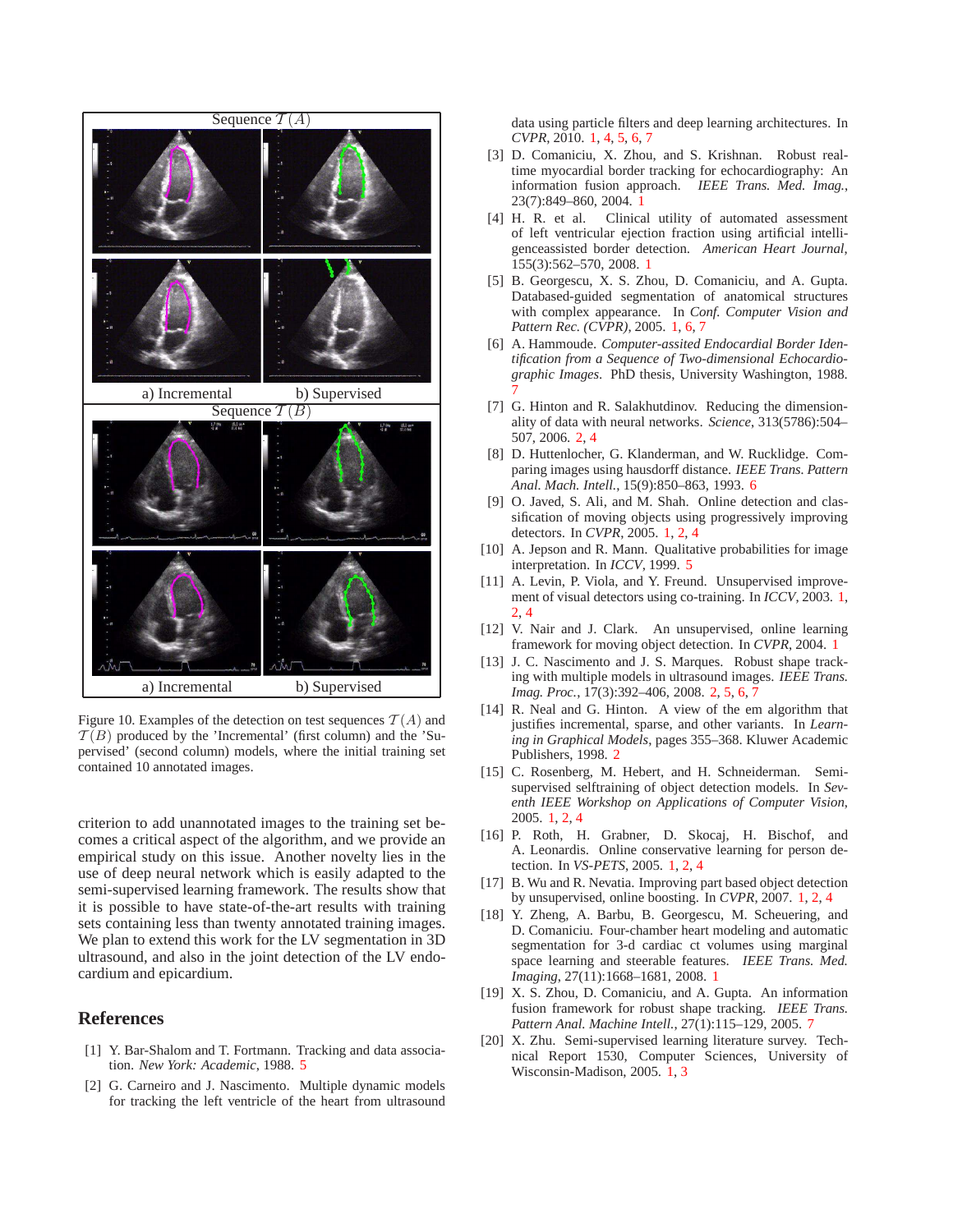Sequence $\mathcal{T}(A)$

a) Incremental b) Supervised

Sequence $\mathcal{T}(B)$

a) Incremental b) Supervised

Figure 10. Examples of the detection on test sequences $\mathcal{T}(A)$ and $\mathcal{T}(B)$ produced by the 'Incremental' (first column) and the 'Supervised' (second column) models, where the initial training set contained 10 annotated images.

criterion to add unannotated images to the training set becomes a critical aspect of the algorithm, and we provide an empirical study on this issue. Another novelty lies in the use of deep neural network which is easily adapted to the semi-supervised learning framework. The results show that it is possible to have state-of-the-art results with training sets containing less than twenty annotated training images. We plan to extend this work for the LV segmentation in 3D ultrasound, and also in the joint detection of the LV endocardium and epicardium.

## References

[1] Y. Bar-Shalom and T. Fortmann. Tracking and data association. *New York: Academic*, 1988. 5

[2] G. Carneiro and J. Nascimento. Multiple dynamic models for tracking the left ventricle of the heart from ultrasound data using particle filters and deep learning architectures. In *CVPR*, 2010. 1, 4, 5, 6, 7

[3] D. Comaniciu, X. Zhou, and S. Krishnan. Robust real-time myocardial border tracking for echocardiography: An information fusion approach. *IEEE Trans. Med. Imag.*, 23(7):849–860, 2004. 1

[4] H. R. et al. Clinical utility of automated assessment of left ventricular ejection fraction using artificial intelligenceassisted border detection. *American Heart Journal*, 155(3):562–570, 2008. 1

[5] B. Georgescu, X. S. Zhou, D. Comaniciu, and A. Gupta. Databased-guided segmentation of anatomical structures with complex appearance. In *Conf. Computer Vision and Pattern Rec. (CVPR)*, 2005. 1, 6, 7

[6] A. Hammoude. *Computer-assited Endocardial Border Identification from a Sequence of Two-dimensional Echocardiographic Images*. PhD thesis, University Washington, 1988. 7

[7] G. Hinton and R. Salakhutdinov. Reducing the dimensionality of data with neural networks. *Science*, 313(5786):504–507, 2006. 2, 4

[8] D. Huttenlocher, G. Klanderman, and W. Rucklidge. Comparing images using hausdorff distance. *IEEE Trans. Pattern Anal. Mach. Intell.*, 15(9):850–863, 1993. 6

[9] O. Javed, S. Ali, and M. Shah. Online detection and classification of moving objects using progressively improving detectors. In *CVPR*, 2005. 1, 2, 4

[10] A. Jepson and R. Mann. Qualitative probabilities for image interpretation. In *ICCV*, 1999. 5

[11] A. Levin, P. Viola, and Y. Freund. Unsupervised improvement of visual detectors using co-training. In *ICCV*, 2003. 1, 2, 4

[12] V. Nair and J. Clark. An unsupervised, online learning framework for moving object detection. In *CVPR*, 2004. 1

[13] J. C. Nascimento and J. S. Marques. Robust shape tracking with multiple models in ultrasound images. *IEEE Trans. Imag. Proc.*, 17(3):392–406, 2008. 2, 5, 6, 7

[14] R. Neal and G. Hinton. A view of the em algorithm that justifies incremental, sparse, and other variants. In *Learning in Graphical Models*, pages 355–368. Kluwer Academic Publishers, 1998. 2

[15] C. Rosenberg, M. Hebert, and H. Schneiderman. Semi-supervised selftraining of object detection models. In *Seventh IEEE Workshop on Applications of Computer Vision*, 2005. 1, 2, 4

[16] P. Roth, H. Grabner, D. Skocaj, H. Bischof, and A. Leonardis. Online conservative learning for person detection. In *VS-PETS*, 2005. 1, 2, 4

[17] B. Wu and R. Nevatia. Improving part based object detection by unsupervised, online boosting. In *CVPR*, 2007. 1, 2, 4

[18] Y. Zheng, A. Barbu, B. Georgescu, M. Scheuering, and D. Comaniciu. Four-chamber heart modeling and automatic segmentation for 3-d cardiac ct volumes using marginal space learning and steerable features. *IEEE Trans. Med. Imaging*, 27(11):1668–1681, 2008. 1

[19] X. S. Zhou, D. Comaniciu, and A. Gupta. An information fusion framework for robust shape tracking. *IEEE Trans. Pattern Anal. Machine Intell.*, 27(1):115–129, 2005. 7

[20] X. Zhu. Semi-supervised learning literature survey. Technical Report 1530, Computer Sciences, University of Wisconsin-Madison, 2005. 1, 3